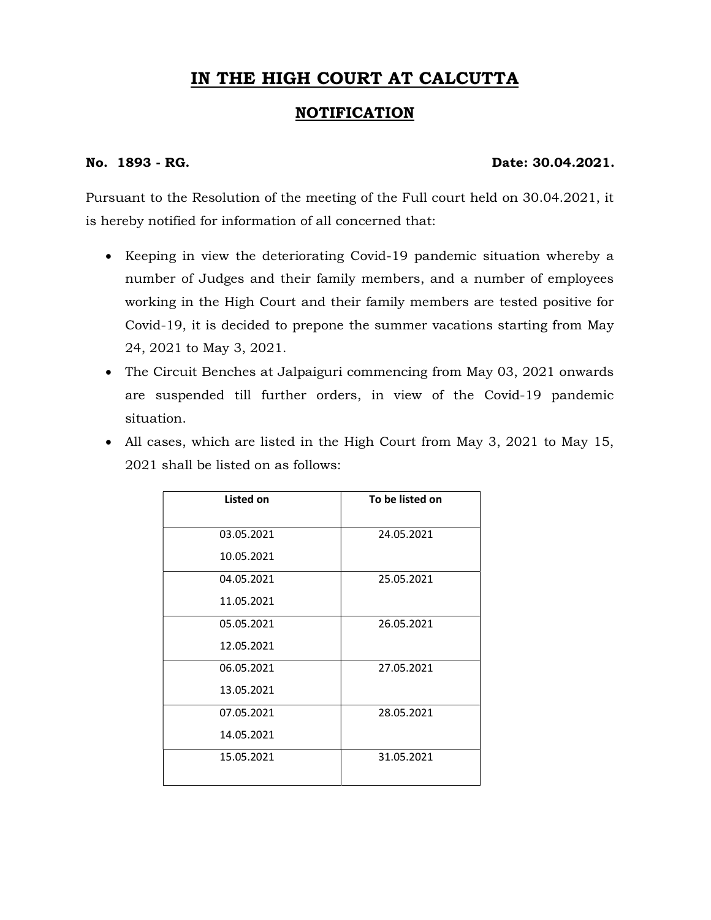# IN THE HIGH COURT AT CALCUTTA

## NOTIFICATION

**No. 1893 - RG.** **Date: 30.04.2021.**

Pursuant to the Resolution of the meeting of the Full court held on 30.04.2021, it is hereby notified for information of all concerned that:

- Keeping in view the deteriorating Covid-19 pandemic situation whereby a number of Judges and their family members, and a number of employees working in the High Court and their family members are tested positive for Covid-19, it is decided to prepone the summer vacations starting from May 24, 2021 to May 3, 2021.
- The Circuit Benches at Jalpaiguri commencing from May 03, 2021 onwards are suspended till further orders, in view of the Covid-19 pandemic situation.
- All cases, which are listed in the High Court from May 3, 2021 to May 15, 2021 shall be listed on as follows:

| Listed on | To be listed on |
|---|---|
| 03.05.2021<br>10.05.2021 | 24.05.2021 |
| 04.05.2021<br>11.05.2021 | 25.05.2021 |
| 05.05.2021<br>12.05.2021 | 26.05.2021 |
| 06.05.2021<br>13.05.2021 | 27.05.2021 |
| 07.05.2021<br>14.05.2021 | 28.05.2021 |
| 15.05.2021 | 31.05.2021 |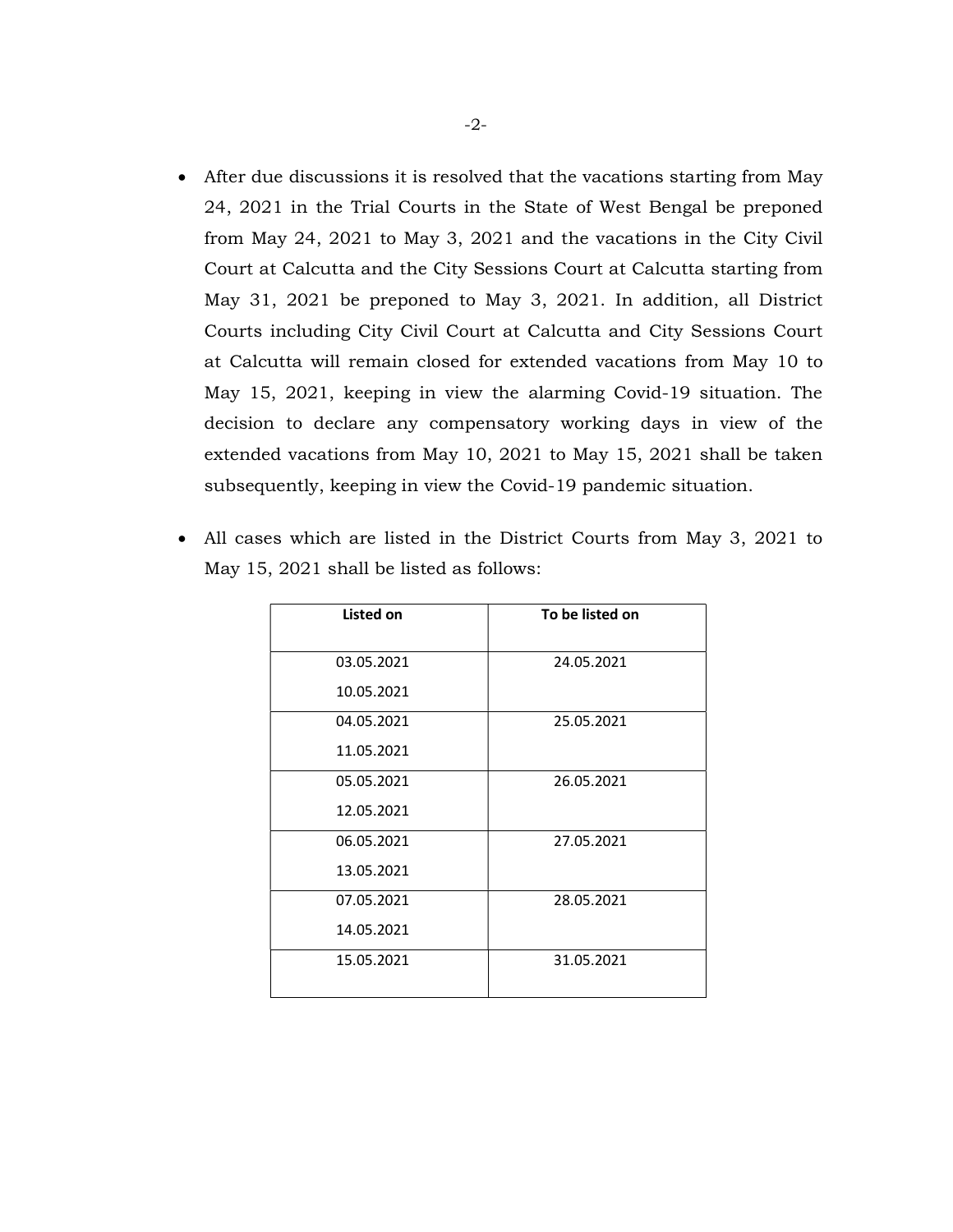- After due discussions it is resolved that the vacations starting from May 24, 2021 in the Trial Courts in the State of West Bengal be preponed from May 24, 2021 to May 3, 2021 and the vacations in the City Civil Court at Calcutta and the City Sessions Court at Calcutta starting from May 31, 2021 be preponed to May 3, 2021. In addition, all District Courts including City Civil Court at Calcutta and City Sessions Court at Calcutta will remain closed for extended vacations from May 10 to May 15, 2021, keeping in view the alarming Covid-19 situation. The decision to declare any compensatory working days in view of the extended vacations from May 10, 2021 to May 15, 2021 shall be taken subsequently, keeping in view the Covid-19 pandemic situation.

- All cases which are listed in the District Courts from May 3, 2021 to May 15, 2021 shall be listed as follows:

| Listed on | To be listed on |
|---|---|
| 03.05.2021<br>10.05.2021 | 24.05.2021 |
| 04.05.2021<br>11.05.2021 | 25.05.2021 |
| 05.05.2021<br>12.05.2021 | 26.05.2021 |
| 06.05.2021<br>13.05.2021 | 27.05.2021 |
| 07.05.2021<br>14.05.2021 | 28.05.2021 |
| 15.05.2021 | 31.05.2021 |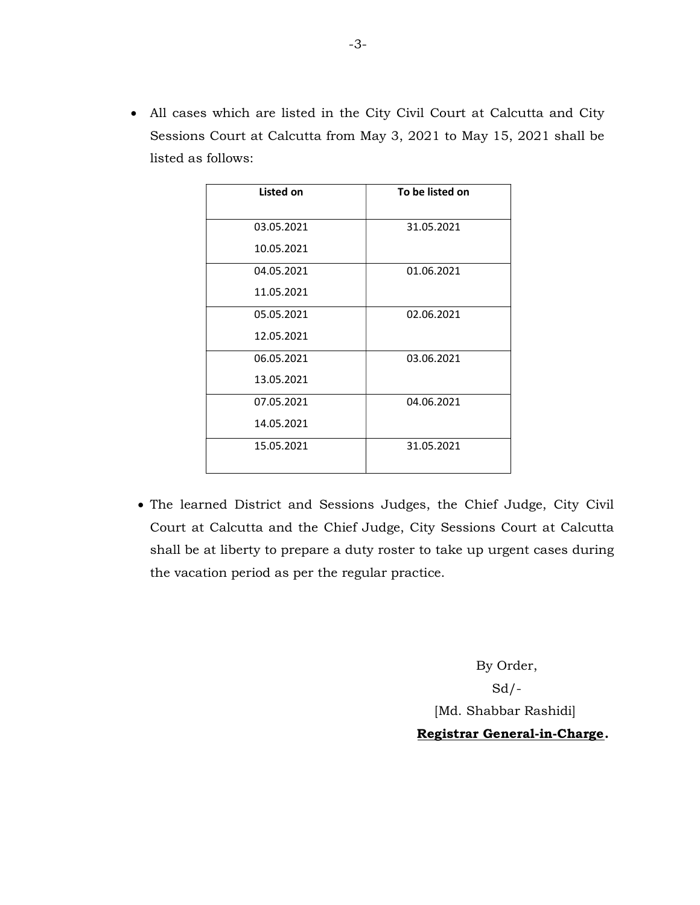- All cases which are listed in the City Civil Court at Calcutta and City Sessions Court at Calcutta from May 3, 2021 to May 15, 2021 shall be listed as follows:

| Listed on | To be listed on |
|---|---|
| 03.05.2021<br>10.05.2021 | 31.05.2021 |
| 04.05.2021<br>11.05.2021 | 01.06.2021 |
| 05.05.2021<br>12.05.2021 | 02.06.2021 |
| 06.05.2021<br>13.05.2021 | 03.06.2021 |
| 07.05.2021<br>14.05.2021 | 04.06.2021 |
| 15.05.2021 | 31.05.2021 |

- The learned District and Sessions Judges, the Chief Judge, City Civil Court at Calcutta and the Chief Judge, City Sessions Court at Calcutta shall be at liberty to prepare a duty roster to take up urgent cases during the vacation period as per the regular practice.

By Order,

Sd/-

[Md. Shabbar Rashidi]

**Registrar General-in-Charge.**